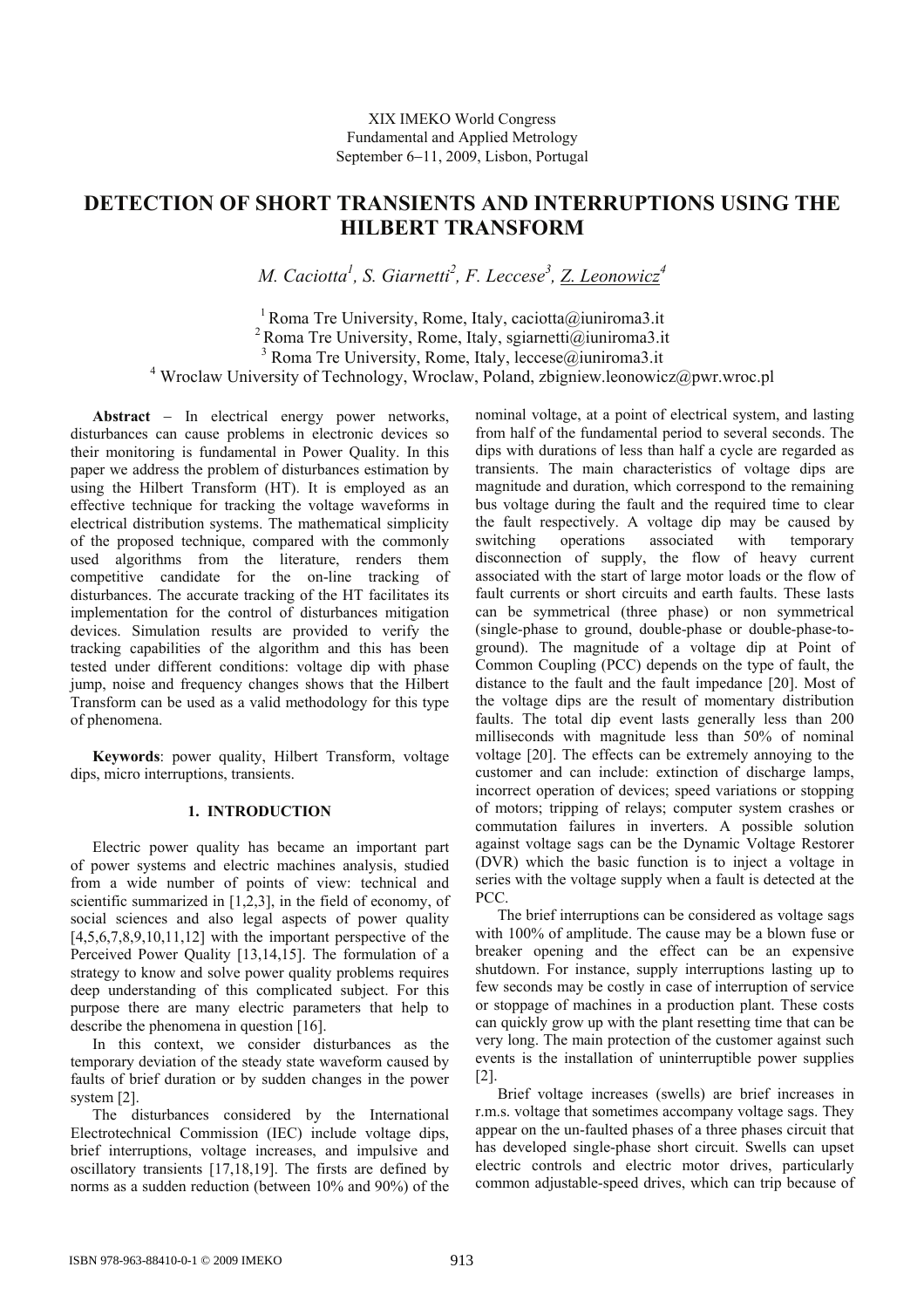XIX IMEKO World Congress
Fundamental and Applied Metrology
September 6–11, 2009, Lisbon, Portugal

# DETECTION OF SHORT TRANSIENTS AND INTERRUPTIONS USING THE HILBERT TRANSFORM

*M. Caciotta[1], S. Giarnetti[2], F. Leccese[3], Z. Leonowicz[4]*

[1] Roma Tre University, Rome, Italy, caciotta@iuniroma3.it
[2] Roma Tre University, Rome, Italy, sgiarnetti@iuniroma3.it
[3] Roma Tre University, Rome, Italy, leccese@iuniroma3.it
[4] Wroclaw University of Technology, Wroclaw, Poland, zbigniew.leonowicz@pwr.wroc.pl

**Abstract** – In electrical energy power networks, disturbances can cause problems in electronic devices so their monitoring is fundamental in Power Quality. In this paper we address the problem of disturbances estimation by using the Hilbert Transform (HT). It is employed as an effective technique for tracking the voltage waveforms in electrical distribution systems. The mathematical simplicity of the proposed technique, compared with the commonly used algorithms from the literature, renders them competitive candidate for the on-line tracking of disturbances. The accurate tracking of the HT facilitates its implementation for the control of disturbances mitigation devices. Simulation results are provided to verify the tracking capabilities of the algorithm and this has been tested under different conditions: voltage dip with phase jump, noise and frequency changes shows that the Hilbert Transform can be used as a valid methodology for this type of phenomena.

**Keywords**: power quality, Hilbert Transform, voltage dips, micro interruptions, transients.

## 1. INTRODUCTION

Electric power quality has became an important part of power systems and electric machines analysis, studied from a wide number of points of view: technical and scientific summarized in [1,2,3], in the field of economy, of social sciences and also legal aspects of power quality [4,5,6,7,8,9,10,11,12] with the important perspective of the Perceived Power Quality [13,14,15]. The formulation of a strategy to know and solve power quality problems requires deep understanding of this complicated subject. For this purpose there are many electric parameters that help to describe the phenomena in question [16].

In this context, we consider disturbances as the temporary deviation of the steady state waveform caused by faults of brief duration or by sudden changes in the power system [2].

The disturbances considered by the International Electrotechnical Commission (IEC) include voltage dips, brief interruptions, voltage increases, and impulsive and oscillatory transients [17,18,19]. The firsts are defined by norms as a sudden reduction (between 10% and 90%) of the nominal voltage, at a point of electrical system, and lasting from half of the fundamental period to several seconds. The dips with durations of less than half a cycle are regarded as transients. The main characteristics of voltage dips are magnitude and duration, which correspond to the remaining bus voltage during the fault and the required time to clear the fault respectively. A voltage dip may be caused by switching operations associated with temporary disconnection of supply, the flow of heavy current associated with the start of large motor loads or the flow of fault currents or short circuits and earth faults. These lasts can be symmetrical (three phase) or non symmetrical (single-phase to ground, double-phase or double-phase-to-ground). The magnitude of a voltage dip at Point of Common Coupling (PCC) depends on the type of fault, the distance to the fault and the fault impedance [20]. Most of the voltage dips are the result of momentary distribution faults. The total dip event lasts generally less than 200 milliseconds with magnitude less than 50% of nominal voltage [20]. The effects can be extremely annoying to the customer and can include: extinction of discharge lamps, incorrect operation of devices; speed variations or stopping of motors; tripping of relays; computer system crashes or commutation failures in inverters. A possible solution against voltage sags can be the Dynamic Voltage Restorer (DVR) which the basic function is to inject a voltage in series with the voltage supply when a fault is detected at the PCC.

The brief interruptions can be considered as voltage sags with 100% of amplitude. The cause may be a blown fuse or breaker opening and the effect can be an expensive shutdown. For instance, supply interruptions lasting up to few seconds may be costly in case of interruption of service or stoppage of machines in a production plant. These costs can quickly grow up with the plant resetting time that can be very long. The main protection of the customer against such events is the installation of uninterruptible power supplies [2].

Brief voltage increases (swells) are brief increases in r.m.s. voltage that sometimes accompany voltage sags. They appear on the un-faulted phases of a three phases circuit that has developed single-phase short circuit. Swells can upset electric controls and electric motor drives, particularly common adjustable-speed drives, which can trip because of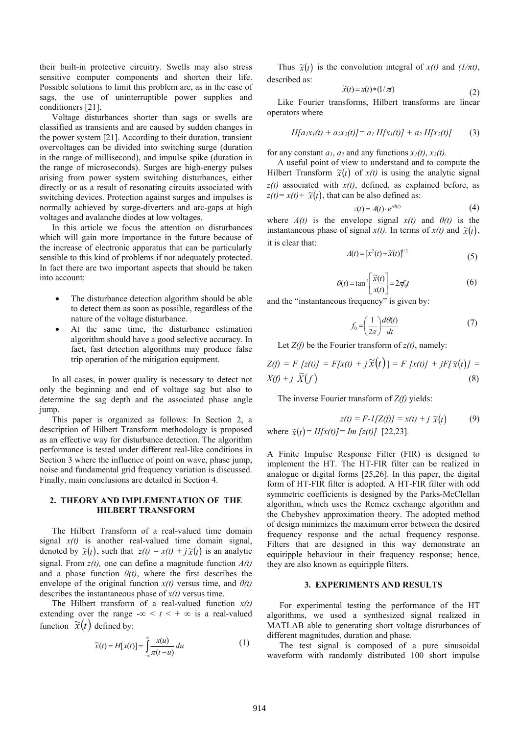their built-in protective circuitry. Swells may also stress sensitive computer components and shorten their life. Possible solutions to limit this problem are, as in the case of sags, the use of uninterruptible power supplies and conditioners [21].

Voltage disturbances shorter than sags or swells are classified as transients and are caused by sudden changes in the power system [21]. According to their duration, transient overvoltages can be divided into switching surge (duration in the range of millisecond), and impulse spike (duration in the range of microseconds). Surges are high-energy pulses arising from power system switching disturbances, either directly or as a result of resonating circuits associated with switching devices. Protection against surges and impulses is normally achieved by surge-diverters and arc-gaps at high voltages and avalanche diodes at low voltages.

In this article we focus the attention on disturbances which will gain more importance in the future because of the increase of electronic apparatus that can be particularly sensible to this kind of problems if not adequately protected. In fact there are two important aspects that should be taken into account:

- The disturbance detection algorithm should be able to detect them as soon as possible, regardless of the nature of the voltage disturbance.
- At the same time, the disturbance estimation algorithm should have a good selective accuracy. In fact, fast detection algorithms may produce false trip operation of the mitigation equipment.

In all cases, in power quality is necessary to detect not only the beginning and end of voltage sag but also to determine the sag depth and the associated phase angle jump.

This paper is organized as follows: In Section 2, a description of Hilbert Transform methodology is proposed as an effective way for disturbance detection. The algorithm performance is tested under different real-like conditions in Section 3 where the influence of point on wave, phase jump, noise and fundamental grid frequency variation is discussed. Finally, main conclusions are detailed in Section 4.

## 2. THEORY AND IMPLEMENTATION OF THE HILBERT TRANSFORM

The Hilbert Transform of a real-valued time domain signal $x(t)$ is another real-valued time domain signal, denoted by $\tilde{x}(t)$, such that $z(t) = x(t) + j\tilde{x}(t)$ is an analytic signal. From $z(t)$, one can define a magnitude function $A(t)$ and a phase function $\theta(t)$, where the first describes the envelope of the original function $x(t)$ versus time, and $\theta(t)$ describes the instantaneous phase of $x(t)$ versus time.

The Hilbert transform of a real-valued function $x(t)$ extending over the range $-\infty < t < +\infty$ is a real-valued function $\tilde{x}(t)$ defined by:

$$\tilde{x}(t) = H[x(t)] = \int_{-\infty}^{\infty} \frac{x(u)}{\pi(t-u)} du \tag{1}$$

Thus $\tilde{x}(t)$ is the convolution integral of $x(t)$ and $(1/\pi t)$, described as:

$$\tilde{x}(t) = x(t) * (1/\pi t) \tag{2}$$

Like Fourier transforms, Hilbert transforms are linear operators where

$$H[a_1x_1(t) + a_2x_2(t)] = a_1 H[x_1(t)] + a_2 H[x_2(t)] \tag{3}$$

for any constant $a_1$, $a_2$ and any functions $x_1(t)$, $x_2(t)$.

A useful point of view to understand and to compute the Hilbert Transform $\tilde{x}(t)$ of $x(t)$ is using the analytic signal $z(t)$ associated with $x(t)$, defined, as explained before, as $z(t) = x(t) + \tilde{x}(t)$, that can be also defined as:

$$z(t) = A(t) \cdot e^{j\theta(t)} \tag{4}$$

where $A(t)$ is the envelope signal $x(t)$ and $\theta(t)$ is the instantaneous phase of signal $x(t)$. In terms of $x(t)$ and $\tilde{x}(t)$, it is clear that:

$$A(t) = [x^2(t) + \tilde{x}(t)]^{1/2} \tag{5}$$

$$\theta(t) = \tan^{-1}\left[\frac{\tilde{x}(t)}{x(t)}\right] = 2\pi f_0 t \tag{6}$$

and the "instantaneous frequency" is given by:

$$f_0 = \left(\frac{1}{2\pi}\right)\frac{d\theta(t)}{dt} \tag{7}$$

Let $Z(f)$ be the Fourier transform of $z(t)$, namely:

$$Z(f) = F[z(t)] = F[x(t) + j\tilde{x}(t)] = F[x(t)] + jF[\tilde{x}(t)] = X(f) + j\tilde{X}(f) \tag{8}$$

The inverse Fourier transform of $Z(f)$ yields:

$$z(t) = F^{-1}[Z(f)] = x(t) + j\tilde{x}(t) \tag{9}$$

where $\tilde{x}(t) = H[x(t)] = Im[z(t)]$ [22,23].

A Finite Impulse Response Filter (FIR) is designed to implement the HT. The HT-FIR filter can be realized in analogue or digital forms [25,26]. In this paper, the digital form of HT-FIR filter is adopted. A HT-FIR filter with odd symmetric coefficients is designed by the Parks-McClellan algorithm, which uses the Remez exchange algorithm and the Chebyshev approximation theory. The adopted method of design minimizes the maximum error between the desired frequency response and the actual frequency response. Filters that are designed in this way demonstrate an equiripple behaviour in their frequency response; hence, they are also known as equiripple filters.

## 3. EXPERIMENTS AND RESULTS

For experimental testing the performance of the HT algorithms, we used a synthesized signal realized in MATLAB able to generating short voltage disturbances of different magnitudes, duration and phase.

The test signal is composed of a pure sinusoidal waveform with randomly distributed 100 short impulse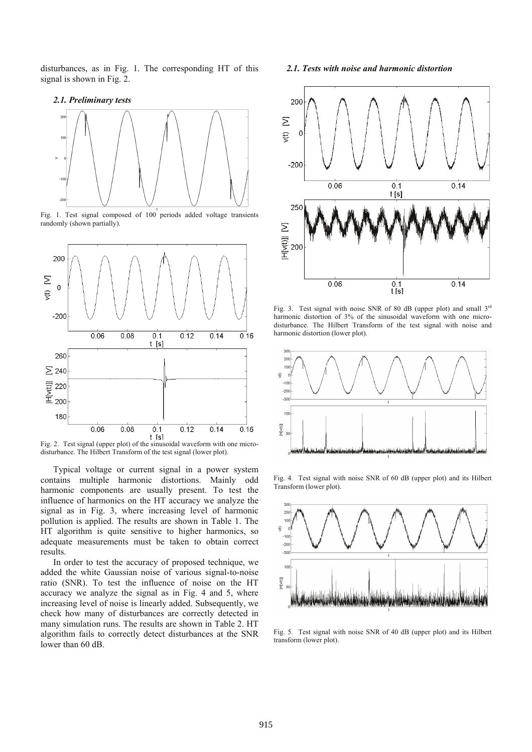disturbances, as in Fig. 1. The corresponding HT of this signal is shown in Fig. 2.

### *2.1. Preliminary tests*

Fig. 1. Test signal composed of 100 periods added voltage transients randomly (shown partially).

Fig. 2. Test signal (upper plot) of the sinusoidal waveform with one micro-disturbance. The Hilbert Transform of the test signal (lower plot).

Typical voltage or current signal in a power system contains multiple harmonic distortions. Mainly odd harmonic components are usually present. To test the influence of harmonics on the HT accuracy we analyze the signal as in Fig. 3, where increasing level of harmonic pollution is applied. The results are shown in Table 1. The HT algorithm is quite sensitive to higher harmonics, so adequate measurements must be taken to obtain correct results.

In order to test the accuracy of proposed technique, we added the white Gaussian noise of various signal-to-noise ratio (SNR). To test the influence of noise on the HT accuracy we analyze the signal as in Fig. 4 and 5, where increasing level of noise is linearly added. Subsequently, we check how many of disturbances are correctly detected in many simulation runs. The results are shown in Table 2. HT algorithm fails to correctly detect disturbances at the SNR lower than 60 dB.

### *2.1. Tests with noise and harmonic distortion*

Fig. 3. Test signal with noise SNR of 80 dB (upper plot) and small 3rd harmonic distortion of 3% of the sinusoidal waveform with one micro-disturbance. The Hilbert Transform of the test signal with noise and harmonic distortion (lower plot).

Fig. 4. Test signal with noise SNR of 60 dB (upper plot) and its Hilbert Transform (lower plot).

Fig. 5. Test signal with noise SNR of 40 dB (upper plot) and its Hilbert transform (lower plot).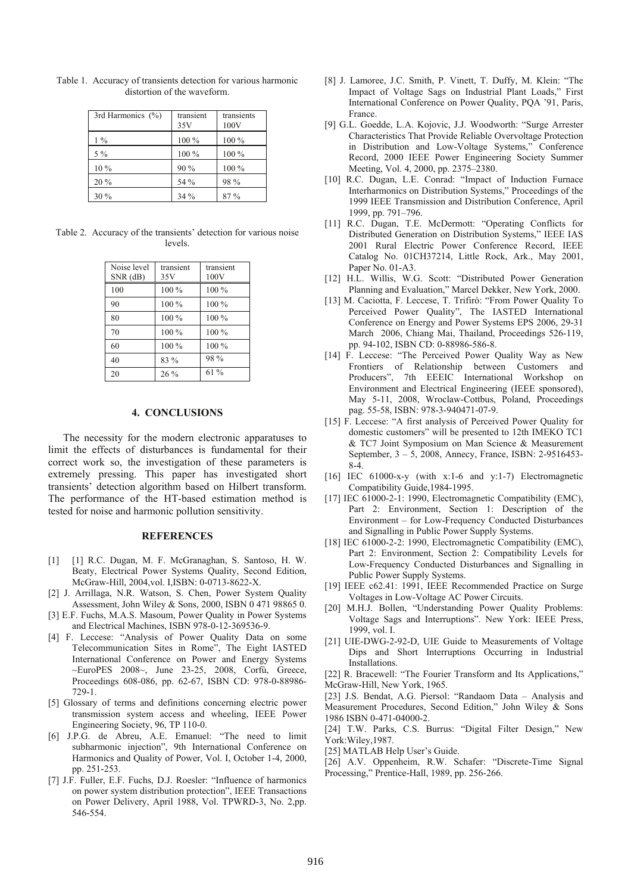Table 1. Accuracy of transients detection for various harmonic distortion of the waveform.

| 3rd Harmonics (%) | transient 35V | transients 100V |
|---|---|---|
| 1 % | 100 % | 100 % |
| 5 % | 100 % | 100 % |
| 10 % | 90 % | 100 % |
| 20 % | 54 % | 98 % |
| 30 % | 34 % | 87 % |

Table 2. Accuracy of the transients' detection for various noise levels.

| Noise level SNR (dB) | transient 35V | transient 100V |
|---|---|---|
| 100 | 100 % | 100 % |
| 90 | 100 % | 100 % |
| 80 | 100 % | 100 % |
| 70 | 100 % | 100 % |
| 60 | 100 % | 100 % |
| 40 | 83 % | 98 % |
| 20 | 26 % | 61 % |

## 4. CONCLUSIONS

The necessity for the modern electronic apparatuses to limit the effects of disturbances is fundamental for their correct work so, the investigation of these parameters is extremely pressing. This paper has investigated short transients' detection algorithm based on Hilbert transform. The performance of the HT-based estimation method is tested for noise and harmonic pollution sensitivity.

## REFERENCES

[1] [1] R.C. Dugan, M. F. McGranaghan, S. Santoso, H. W. Beaty, Electrical Power Systems Quality, Second Edition, McGraw-Hill, 2004,vol. I,ISBN: 0-0713-8622-X.

[2] J. Arrillaga, N.R. Watson, S. Chen, Power System Quality Assessment, John Wiley & Sons, 2000, ISBN 0 471 98865 0.

[3] E.F. Fuchs, M.A.S. Masoum, Power Quality in Power Systems and Electrical Machines, ISBN 978-0-12-369536-9.

[4] F. Leccese: "Analysis of Power Quality Data on some Telecommunication Sites in Rome", The Eight IASTED International Conference on Power and Energy Systems ~EuroPES 2008~, June 23-25, 2008, Corfù, Greece, Proceedings 608-086, pp. 62-67, ISBN CD: 978-0-88986-729-1.

[5] Glossary of terms and definitions concerning electric power transmission system access and wheeling, IEEE Power Engineering Society, 96, TP 110-0.

[6] J.P.G. de Abreu, A.E. Emanuel: "The need to limit subharmonic injection", 9th International Conference on Harmonics and Quality of Power, Vol. I, October 1-4, 2000, pp. 251-253.

[7] J.F. Fuller, E.F. Fuchs, D.J. Roesler: "Influence of harmonics on power system distribution protection", IEEE Transactions on Power Delivery, April 1988, Vol. TPWRD-3, No. 2,pp. 546-554.

[8] J. Lamoree, J.C. Smith, P. Vinett, T. Duffy, M. Klein: "The Impact of Voltage Sags on Industrial Plant Loads," First International Conference on Power Quality, PQA '91, Paris, France.

[9] G.L. Goedde, L.A. Kojovic, J.J. Woodworth: "Surge Arrester Characteristics That Provide Reliable Overvoltage Protection in Distribution and Low-Voltage Systems," Conference Record, 2000 IEEE Power Engineering Society Summer Meeting, Vol. 4, 2000, pp. 2375–2380.

[10] R.C. Dugan, L.E. Conrad: "Impact of Induction Furnace Interharmonics on Distribution Systems," Proceedings of the 1999 IEEE Transmission and Distribution Conference, April 1999, pp. 791–796.

[11] R.C. Dugan, T.E. McDermott: "Operating Conflicts for Distributed Generation on Distribution Systems," IEEE IAS 2001 Rural Electric Power Conference Record, IEEE Catalog No. 01CH37214, Little Rock, Ark., May 2001, Paper No. 01-A3.

[12] H.L. Willis, W.G. Scott: "Distributed Power Generation Planning and Evaluation," Marcel Dekker, New York, 2000.

[13] M. Caciotta, F. Leccese, T. Trifirò: "From Power Quality To Perceived Power Quality", The IASTED International Conference on Energy and Power Systems EPS 2006, 29-31 March 2006, Chiang Mai, Thailand, Proceedings 526-119, pp. 94-102, ISBN CD: 0-88986-586-8.

[14] F. Leccese: "The Perceived Power Quality Way as New Frontiers of Relationship between Customers and Producers", 7th EEEIC International Workshop on Environment and Electrical Engineering (IEEE sponsored), May 5-11, 2008, Wroclaw-Cottbus, Poland, Proceedings pag. 55-58, ISBN: 978-3-940471-07-9.

[15] F. Leccese: "A first analysis of Perceived Power Quality for domestic customers" will be presented to 12th IMEKO TC1 & TC7 Joint Symposium on Man Science & Measurement September, 3 – 5, 2008, Annecy, France, ISBN: 2-9516453-8-4.

[16] IEC 61000-x-y (with x:1-6 and y:1-7) Electromagnetic Compatibility Guide,1984-1995.

[17] IEC 61000-2-1: 1990, Electromagnetic Compatibility (EMC), Part 2: Environment, Section 1: Description of the Environment – for Low-Frequency Conducted Disturbances and Signalling in Public Power Supply Systems.

[18] IEC 61000-2-2: 1990, Electromagnetic Compatibility (EMC), Part 2: Environment, Section 2: Compatibility Levels for Low-Frequency Conducted Disturbances and Signalling in Public Power Supply Systems.

[19] IEEE c62.41: 1991, IEEE Recommended Practice on Surge Voltages in Low-Voltage AC Power Circuits.

[20] M.H.J. Bollen, "Understanding Power Quality Problems: Voltage Sags and Interruptions". New York: IEEE Press, 1999, vol. I.

[21] UIE-DWG-2-92-D, UIE Guide to Measurements of Voltage Dips and Short Interruptions Occurring in Industrial Installations.

[22] R. Bracewell: "The Fourier Transform and Its Applications," McGraw-Hill, New York, 1965.

[23] J.S. Bendat, A.G. Piersol: "Randaom Data – Analysis and Measurement Procedures, Second Edition," John Wiley & Sons 1986 ISBN 0-471-04000-2.

[24] T.W. Parks, C.S. Burrus: "Digital Filter Design," New York:Wiley,1987.

[25] MATLAB Help User's Guide.

[26] A.V. Oppenheim, R.W. Schafer: "Discrete-Time Signal Processing," Prentice-Hall, 1989, pp. 256-266.